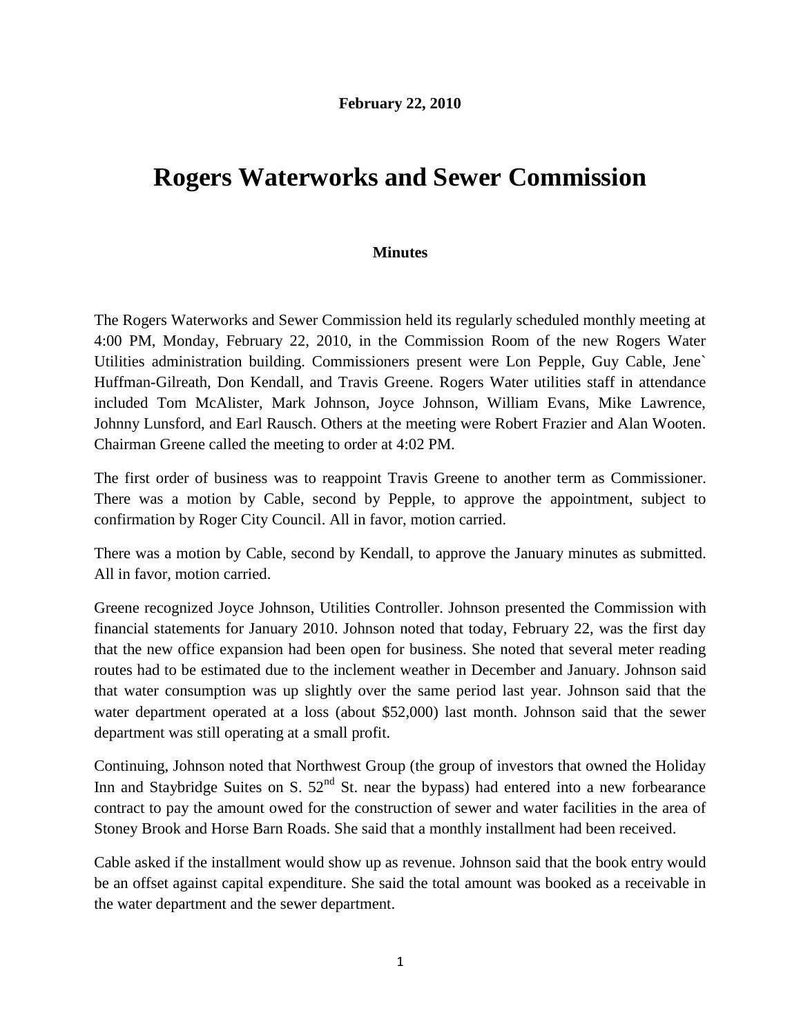**February 22, 2010**

# Rogers Waterworks and Sewer Commission

**Minutes**

The Rogers Waterworks and Sewer Commission held its regularly scheduled monthly meeting at 4:00 PM, Monday, February 22, 2010, in the Commission Room of the new Rogers Water Utilities administration building. Commissioners present were Lon Pepple, Guy Cable, Jene` Huffman-Gilreath, Don Kendall, and Travis Greene. Rogers Water utilities staff in attendance included Tom McAlister, Mark Johnson, Joyce Johnson, William Evans, Mike Lawrence, Johnny Lunsford, and Earl Rausch. Others at the meeting were Robert Frazier and Alan Wooten. Chairman Greene called the meeting to order at 4:02 PM.

The first order of business was to reappoint Travis Greene to another term as Commissioner. There was a motion by Cable, second by Pepple, to approve the appointment, subject to confirmation by Roger City Council. All in favor, motion carried.

There was a motion by Cable, second by Kendall, to approve the January minutes as submitted. All in favor, motion carried.

Greene recognized Joyce Johnson, Utilities Controller. Johnson presented the Commission with financial statements for January 2010. Johnson noted that today, February 22, was the first day that the new office expansion had been open for business. She noted that several meter reading routes had to be estimated due to the inclement weather in December and January. Johnson said that water consumption was up slightly over the same period last year. Johnson said that the water department operated at a loss (about $52,000) last month. Johnson said that the sewer department was still operating at a small profit.

Continuing, Johnson noted that Northwest Group (the group of investors that owned the Holiday Inn and Staybridge Suites on S. 52nd St. near the bypass) had entered into a new forbearance contract to pay the amount owed for the construction of sewer and water facilities in the area of Stoney Brook and Horse Barn Roads. She said that a monthly installment had been received.

Cable asked if the installment would show up as revenue. Johnson said that the book entry would be an offset against capital expenditure. She said the total amount was booked as a receivable in the water department and the sewer department.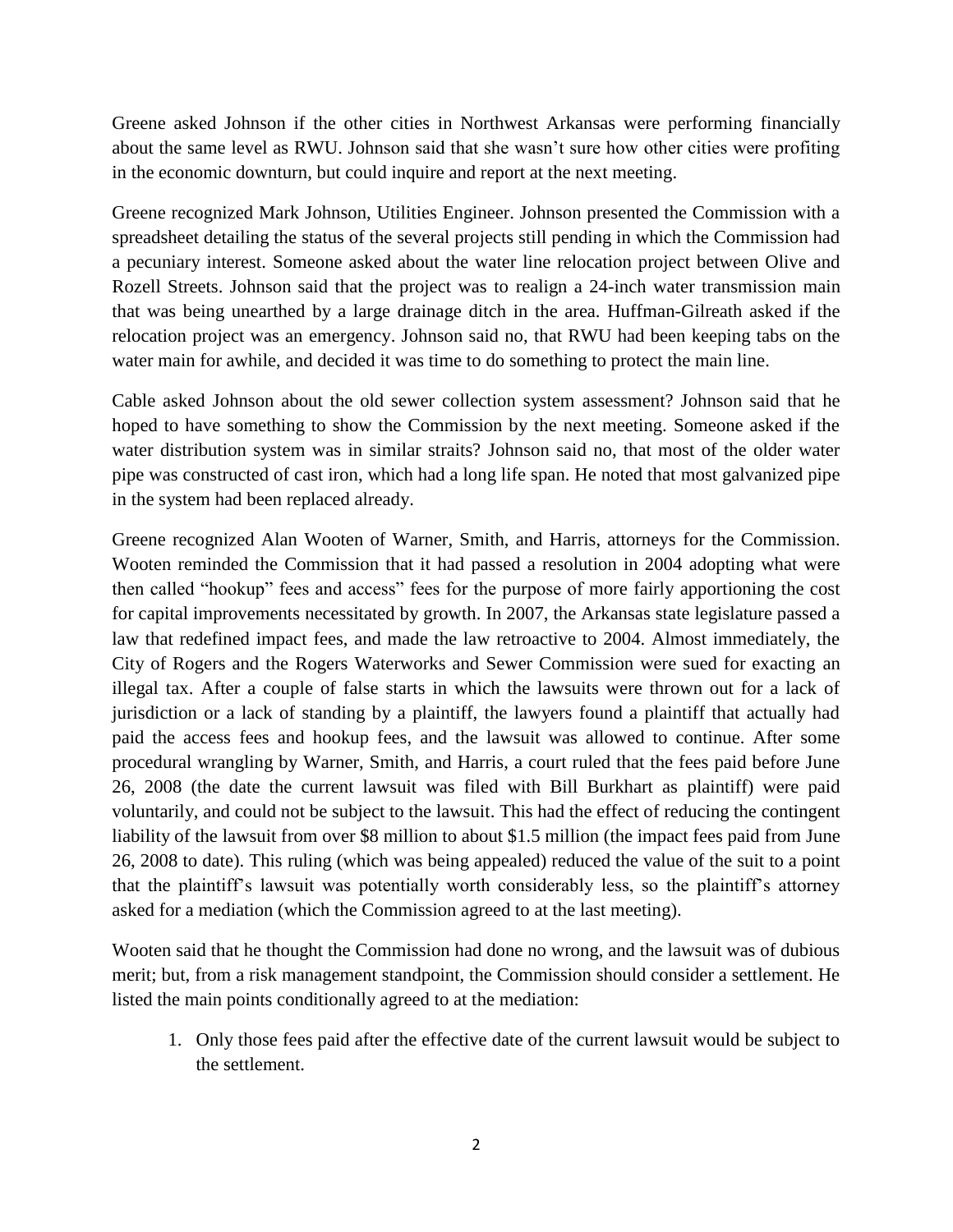Greene asked Johnson if the other cities in Northwest Arkansas were performing financially about the same level as RWU. Johnson said that she wasn't sure how other cities were profiting in the economic downturn, but could inquire and report at the next meeting.

Greene recognized Mark Johnson, Utilities Engineer. Johnson presented the Commission with a spreadsheet detailing the status of the several projects still pending in which the Commission had a pecuniary interest. Someone asked about the water line relocation project between Olive and Rozell Streets. Johnson said that the project was to realign a 24-inch water transmission main that was being unearthed by a large drainage ditch in the area. Huffman-Gilreath asked if the relocation project was an emergency. Johnson said no, that RWU had been keeping tabs on the water main for awhile, and decided it was time to do something to protect the main line.

Cable asked Johnson about the old sewer collection system assessment? Johnson said that he hoped to have something to show the Commission by the next meeting. Someone asked if the water distribution system was in similar straits? Johnson said no, that most of the older water pipe was constructed of cast iron, which had a long life span. He noted that most galvanized pipe in the system had been replaced already.

Greene recognized Alan Wooten of Warner, Smith, and Harris, attorneys for the Commission. Wooten reminded the Commission that it had passed a resolution in 2004 adopting what were then called "hookup" fees and access" fees for the purpose of more fairly apportioning the cost for capital improvements necessitated by growth. In 2007, the Arkansas state legislature passed a law that redefined impact fees, and made the law retroactive to 2004. Almost immediately, the City of Rogers and the Rogers Waterworks and Sewer Commission were sued for exacting an illegal tax. After a couple of false starts in which the lawsuits were thrown out for a lack of jurisdiction or a lack of standing by a plaintiff, the lawyers found a plaintiff that actually had paid the access fees and hookup fees, and the lawsuit was allowed to continue. After some procedural wrangling by Warner, Smith, and Harris, a court ruled that the fees paid before June 26, 2008 (the date the current lawsuit was filed with Bill Burkhart as plaintiff) were paid voluntarily, and could not be subject to the lawsuit. This had the effect of reducing the contingent liability of the lawsuit from over \$8 million to about \$1.5 million (the impact fees paid from June 26, 2008 to date). This ruling (which was being appealed) reduced the value of the suit to a point that the plaintiff's lawsuit was potentially worth considerably less, so the plaintiff's attorney asked for a mediation (which the Commission agreed to at the last meeting).

Wooten said that he thought the Commission had done no wrong, and the lawsuit was of dubious merit; but, from a risk management standpoint, the Commission should consider a settlement. He listed the main points conditionally agreed to at the mediation:

1. Only those fees paid after the effective date of the current lawsuit would be subject to the settlement.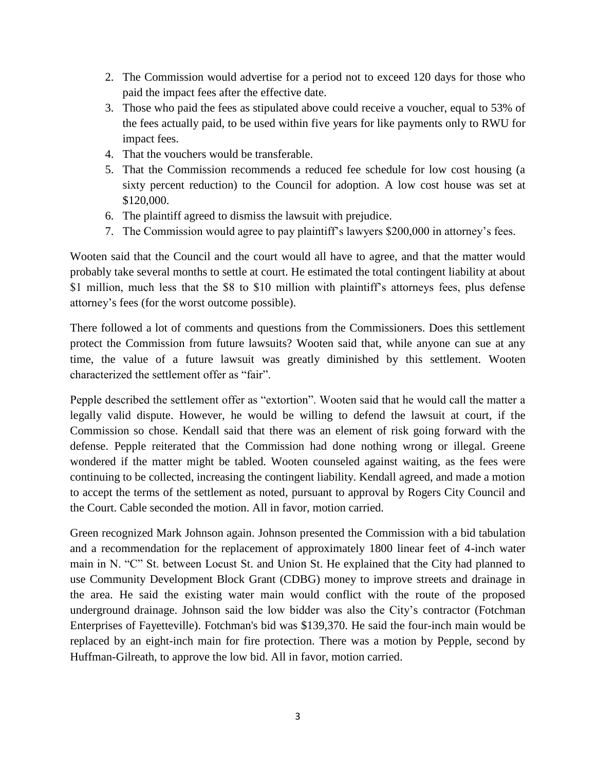2. The Commission would advertise for a period not to exceed 120 days for those who paid the impact fees after the effective date.
3. Those who paid the fees as stipulated above could receive a voucher, equal to 53% of the fees actually paid, to be used within five years for like payments only to RWU for impact fees.
4. That the vouchers would be transferable.
5. That the Commission recommends a reduced fee schedule for low cost housing (a sixty percent reduction) to the Council for adoption. A low cost house was set at $120,000.
6. The plaintiff agreed to dismiss the lawsuit with prejudice.
7. The Commission would agree to pay plaintiff's lawyers $200,000 in attorney's fees.

Wooten said that the Council and the court would all have to agree, and that the matter would probably take several months to settle at court. He estimated the total contingent liability at about $1 million, much less that the $8 to $10 million with plaintiff's attorneys fees, plus defense attorney's fees (for the worst outcome possible).

There followed a lot of comments and questions from the Commissioners. Does this settlement protect the Commission from future lawsuits? Wooten said that, while anyone can sue at any time, the value of a future lawsuit was greatly diminished by this settlement. Wooten characterized the settlement offer as "fair".

Pepple described the settlement offer as "extortion". Wooten said that he would call the matter a legally valid dispute. However, he would be willing to defend the lawsuit at court, if the Commission so chose. Kendall said that there was an element of risk going forward with the defense. Pepple reiterated that the Commission had done nothing wrong or illegal. Greene wondered if the matter might be tabled. Wooten counseled against waiting, as the fees were continuing to be collected, increasing the contingent liability. Kendall agreed, and made a motion to accept the terms of the settlement as noted, pursuant to approval by Rogers City Council and the Court. Cable seconded the motion. All in favor, motion carried.

Green recognized Mark Johnson again. Johnson presented the Commission with a bid tabulation and a recommendation for the replacement of approximately 1800 linear feet of 4-inch water main in N. "C" St. between Locust St. and Union St. He explained that the City had planned to use Community Development Block Grant (CDBG) money to improve streets and drainage in the area. He said the existing water main would conflict with the route of the proposed underground drainage. Johnson said the low bidder was also the City's contractor (Fotchman Enterprises of Fayetteville). Fotchman's bid was $139,370. He said the four-inch main would be replaced by an eight-inch main for fire protection. There was a motion by Pepple, second by Huffman-Gilreath, to approve the low bid. All in favor, motion carried.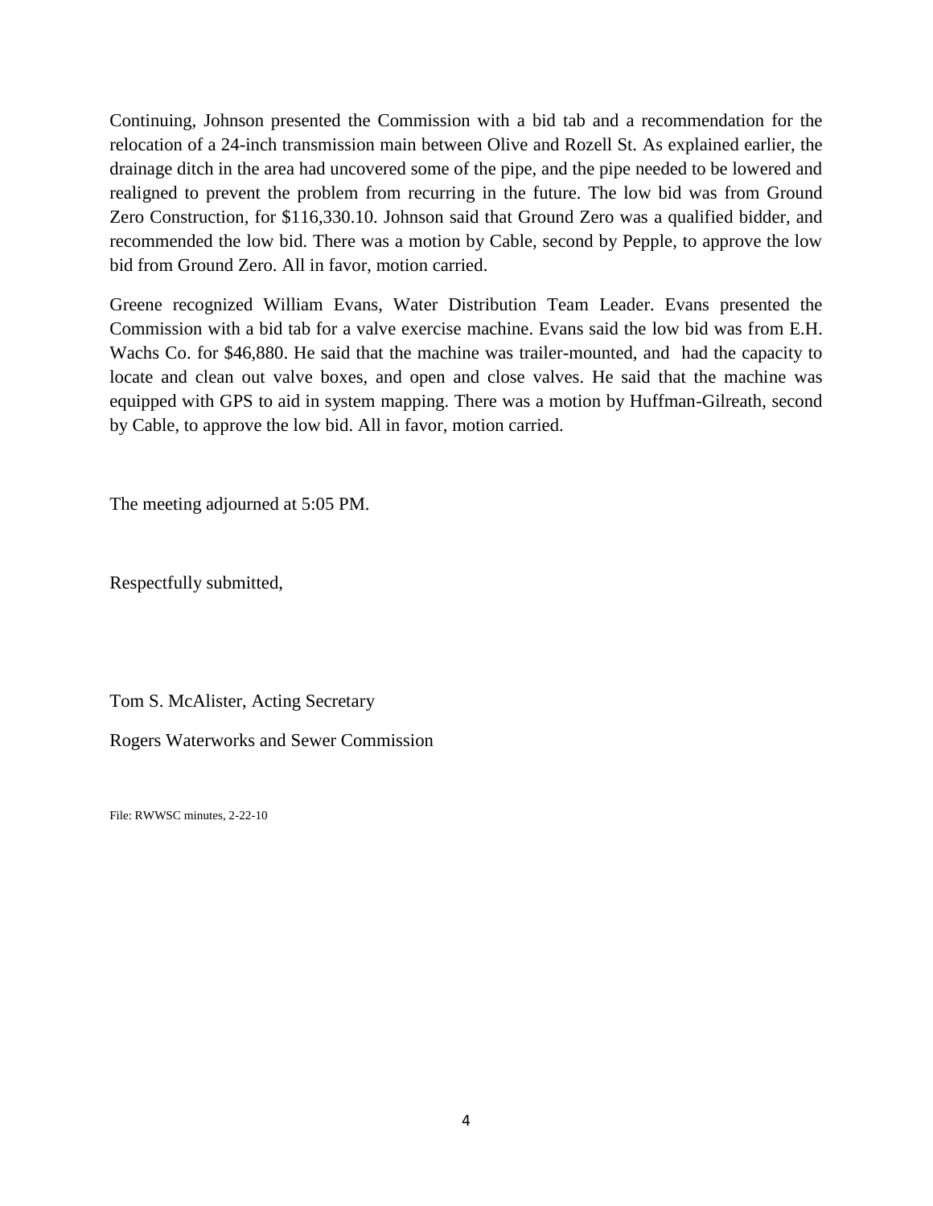Continuing, Johnson presented the Commission with a bid tab and a recommendation for the relocation of a 24-inch transmission main between Olive and Rozell St. As explained earlier, the drainage ditch in the area had uncovered some of the pipe, and the pipe needed to be lowered and realigned to prevent the problem from recurring in the future. The low bid was from Ground Zero Construction, for $116,330.10. Johnson said that Ground Zero was a qualified bidder, and recommended the low bid. There was a motion by Cable, second by Pepple, to approve the low bid from Ground Zero. All in favor, motion carried.

Greene recognized William Evans, Water Distribution Team Leader. Evans presented the Commission with a bid tab for a valve exercise machine. Evans said the low bid was from E.H. Wachs Co. for $46,880. He said that the machine was trailer-mounted, and had the capacity to locate and clean out valve boxes, and open and close valves. He said that the machine was equipped with GPS to aid in system mapping. There was a motion by Huffman-Gilreath, second by Cable, to approve the low bid. All in favor, motion carried.

The meeting adjourned at 5:05 PM.

Respectfully submitted,

Tom S. McAlister, Acting Secretary

Rogers Waterworks and Sewer Commission

File: RWWSC minutes, 2-22-10